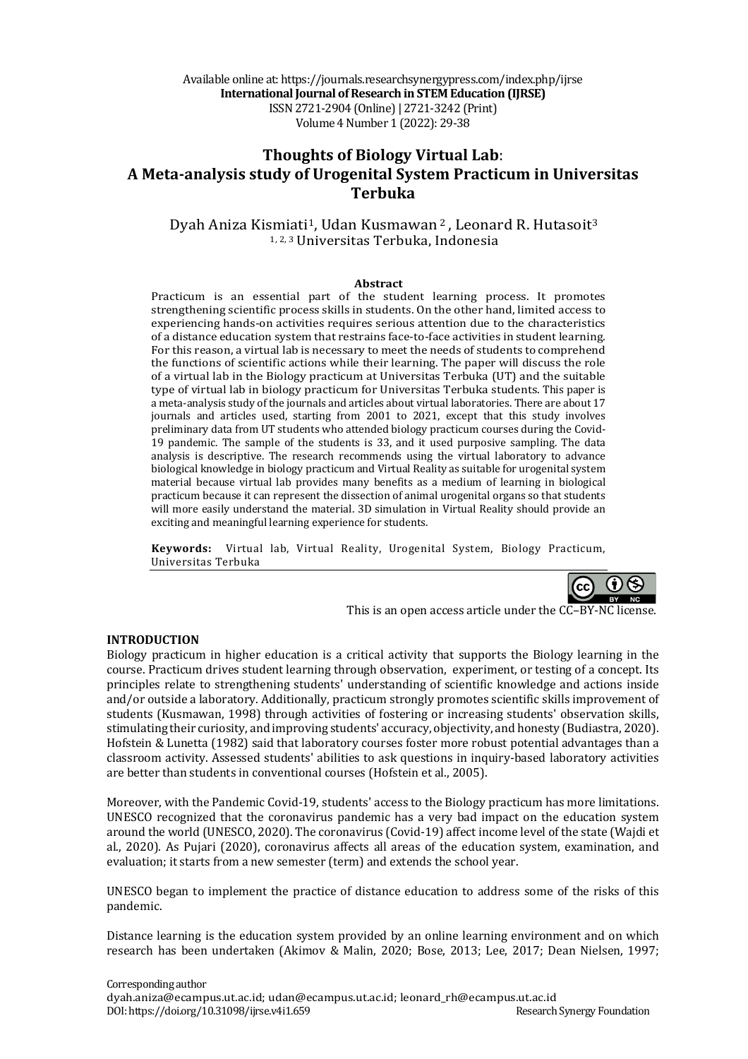Available online at: https://journals.researchsynergypress.com/index.php/ijrse
**International Journal of Research in STEM Education (IJRSE)**
ISSN 2721-2904 (Online) | 2721-3242 (Print)
Volume 4 Number 1 (2022): 29-38

# Thoughts of Biology Virtual Lab: A Meta-analysis study of Urogenital System Practicum in Universitas Terbuka

Dyah Aniza Kismiati[1], Udan Kusmawan [2], Leonard R. Hutasoit[3]
[1, 2, 3] Universitas Terbuka, Indonesia

**Abstract**

Practicum is an essential part of the student learning process. It promotes strengthening scientific process skills in students. On the other hand, limited access to experiencing hands-on activities requires serious attention due to the characteristics of a distance education system that restrains face-to-face activities in student learning. For this reason, a virtual lab is necessary to meet the needs of students to comprehend the functions of scientific actions while their learning. The paper will discuss the role of a virtual lab in the Biology practicum at Universitas Terbuka (UT) and the suitable type of virtual lab in biology practicum for Universitas Terbuka students. This paper is a meta-analysis study of the journals and articles about virtual laboratories. There are about 17 journals and articles used, starting from 2001 to 2021, except that this study involves preliminary data from UT students who attended biology practicum courses during the Covid-19 pandemic. The sample of the students is 33, and it used purposive sampling. The data analysis is descriptive. The research recommends using the virtual laboratory to advance biological knowledge in biology practicum and Virtual Reality as suitable for urogenital system material because virtual lab provides many benefits as a medium of learning in biological practicum because it can represent the dissection of animal urogenital organs so that students will more easily understand the material. 3D simulation in Virtual Reality should provide an exciting and meaningful learning experience for students.

**Keywords:** Virtual lab, Virtual Reality, Urogenital System, Biology Practicum, Universitas Terbuka

This is an open access article under the CC–BY-NC license.

## INTRODUCTION

Biology practicum in higher education is a critical activity that supports the Biology learning in the course. Practicum drives student learning through observation, experiment, or testing of a concept. Its principles relate to strengthening students' understanding of scientific knowledge and actions inside and/or outside a laboratory. Additionally, practicum strongly promotes scientific skills improvement of students (Kusmawan, 1998) through activities of fostering or increasing students' observation skills, stimulating their curiosity, and improving students' accuracy, objectivity, and honesty (Budiastra, 2020). Hofstein & Lunetta (1982) said that laboratory courses foster more robust potential advantages than a classroom activity. Assessed students' abilities to ask questions in inquiry-based laboratory activities are better than students in conventional courses (Hofstein et al., 2005).

Moreover, with the Pandemic Covid-19, students' access to the Biology practicum has more limitations. UNESCO recognized that the coronavirus pandemic has a very bad impact on the education system around the world (UNESCO, 2020). The coronavirus (Covid-19) affect income level of the state (Wajdi et al., 2020). As Pujari (2020), coronavirus affects all areas of the education system, examination, and evaluation; it starts from a new semester (term) and extends the school year.

UNESCO began to implement the practice of distance education to address some of the risks of this pandemic.

Distance learning is the education system provided by an online learning environment and on which research has been undertaken (Akimov & Malin, 2020; Bose, 2013; Lee, 2017; Dean Nielsen, 1997;

Corresponding author
dyah.aniza@ecampus.ut.ac.id; udan@ecampus.ut.ac.id; leonard_rh@ecampus.ut.ac.id
DOI: https://doi.org/10.31098/ijrse.v4i1.659 Research Synergy Foundation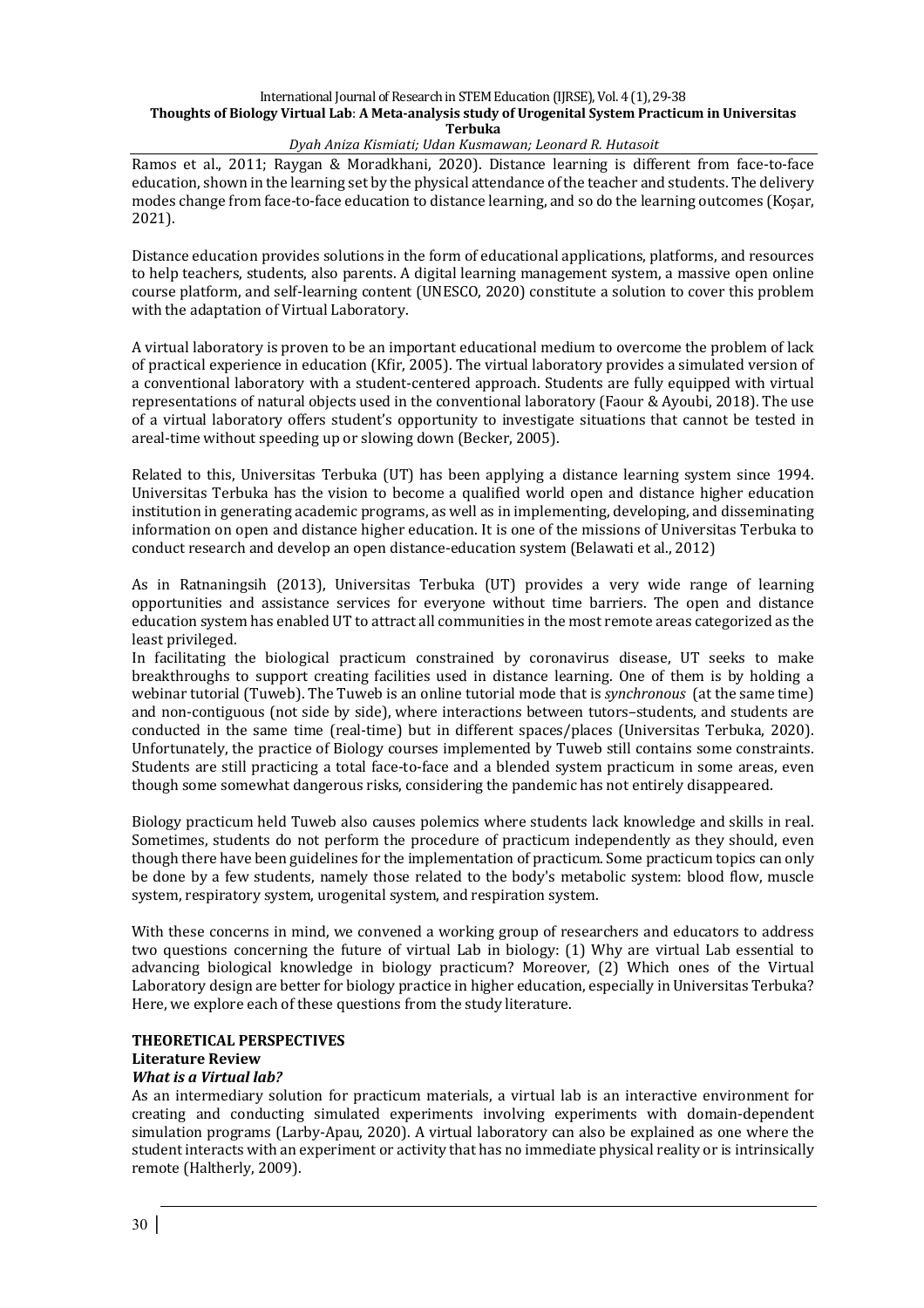Ramos et al., 2011; Raygan & Moradkhani, 2020). Distance learning is different from face-to-face education, shown in the learning set by the physical attendance of the teacher and students. The delivery modes change from face-to-face education to distance learning, and so do the learning outcomes (Koşar, 2021).

Distance education provides solutions in the form of educational applications, platforms, and resources to help teachers, students, also parents. A digital learning management system, a massive open online course platform, and self-learning content (UNESCO, 2020) constitute a solution to cover this problem with the adaptation of Virtual Laboratory.

A virtual laboratory is proven to be an important educational medium to overcome the problem of lack of practical experience in education (Kfir, 2005). The virtual laboratory provides a simulated version of a conventional laboratory with a student-centered approach. Students are fully equipped with virtual representations of natural objects used in the conventional laboratory (Faour & Ayoubi, 2018). The use of a virtual laboratory offers student's opportunity to investigate situations that cannot be tested in areal-time without speeding up or slowing down (Becker, 2005).

Related to this, Universitas Terbuka (UT) has been applying a distance learning system since 1994. Universitas Terbuka has the vision to become a qualified world open and distance higher education institution in generating academic programs, as well as in implementing, developing, and disseminating information on open and distance higher education. It is one of the missions of Universitas Terbuka to conduct research and develop an open distance-education system (Belawati et al., 2012)

As in Ratnaningsih (2013), Universitas Terbuka (UT) provides a very wide range of learning opportunities and assistance services for everyone without time barriers. The open and distance education system has enabled UT to attract all communities in the most remote areas categorized as the least privileged.

In facilitating the biological practicum constrained by coronavirus disease, UT seeks to make breakthroughs to support creating facilities used in distance learning. One of them is by holding a webinar tutorial (Tuweb). The Tuweb is an online tutorial mode that is *synchronous* (at the same time) and non-contiguous (not side by side), where interactions between tutors–students, and students are conducted in the same time (real-time) but in different spaces/places (Universitas Terbuka, 2020). Unfortunately, the practice of Biology courses implemented by Tuweb still contains some constraints. Students are still practicing a total face-to-face and a blended system practicum in some areas, even though some somewhat dangerous risks, considering the pandemic has not entirely disappeared.

Biology practicum held Tuweb also causes polemics where students lack knowledge and skills in real. Sometimes, students do not perform the procedure of practicum independently as they should, even though there have been guidelines for the implementation of practicum. Some practicum topics can only be done by a few students, namely those related to the body's metabolic system: blood flow, muscle system, respiratory system, urogenital system, and respiration system.

With these concerns in mind, we convened a working group of researchers and educators to address two questions concerning the future of virtual Lab in biology: (1) Why are virtual Lab essential to advancing biological knowledge in biology practicum? Moreover, (2) Which ones of the Virtual Laboratory design are better for biology practice in higher education, especially in Universitas Terbuka? Here, we explore each of these questions from the study literature.

## THEORETICAL PERSPECTIVES

### Literature Review

#### *What is a Virtual lab?*

As an intermediary solution for practicum materials, a virtual lab is an interactive environment for creating and conducting simulated experiments involving experiments with domain-dependent simulation programs (Larby-Apau, 2020). A virtual laboratory can also be explained as one where the student interacts with an experiment or activity that has no immediate physical reality or is intrinsically remote (Haltherly, 2009).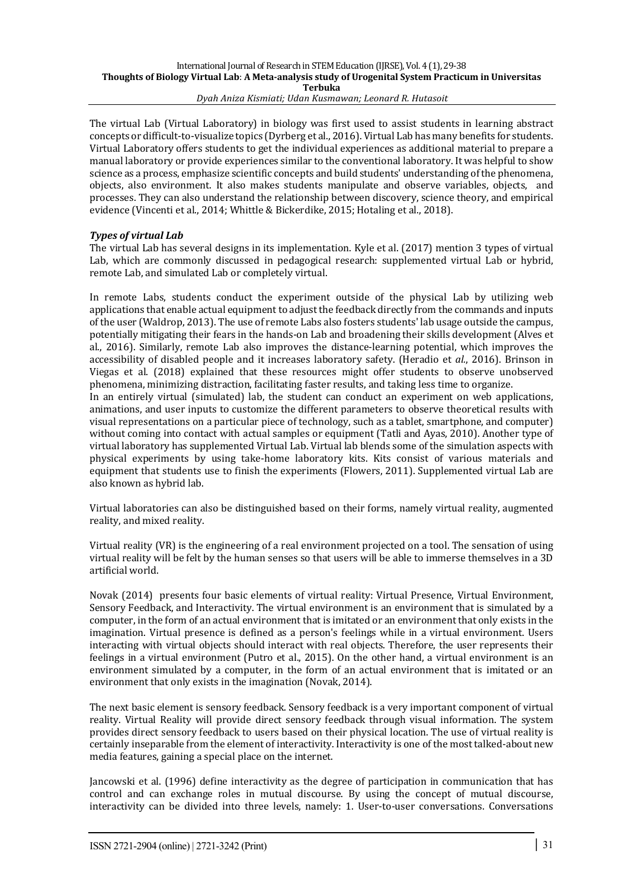The virtual Lab (Virtual Laboratory) in biology was first used to assist students in learning abstract concepts or difficult-to-visualize topics (Dyrberg et al., 2016). Virtual Lab has many benefits for students. Virtual Laboratory offers students to get the individual experiences as additional material to prepare a manual laboratory or provide experiences similar to the conventional laboratory. It was helpful to show science as a process, emphasize scientific concepts and build students' understanding of the phenomena, objects, also environment. It also makes students manipulate and observe variables, objects, and processes. They can also understand the relationship between discovery, science theory, and empirical evidence (Vincenti et al., 2014; Whittle & Bickerdike, 2015; Hotaling et al., 2018).

### *Types of virtual Lab*

The virtual Lab has several designs in its implementation. Kyle et al. (2017) mention 3 types of virtual Lab, which are commonly discussed in pedagogical research: supplemented virtual Lab or hybrid, remote Lab, and simulated Lab or completely virtual.

In remote Labs, students conduct the experiment outside of the physical Lab by utilizing web applications that enable actual equipment to adjust the feedback directly from the commands and inputs of the user (Waldrop, 2013). The use of remote Labs also fosters students' lab usage outside the campus, potentially mitigating their fears in the hands-on Lab and broadening their skills development (Alves et al., 2016). Similarly, remote Lab also improves the distance-learning potential, which improves the accessibility of disabled people and it increases laboratory safety. (Heradio et *al*., 2016). Brinson in Viegas et al. (2018) explained that these resources might offer students to observe unobserved phenomena, minimizing distraction, facilitating faster results, and taking less time to organize.
In an entirely virtual (simulated) lab, the student can conduct an experiment on web applications, animations, and user inputs to customize the different parameters to observe theoretical results with visual representations on a particular piece of technology, such as a tablet, smartphone, and computer) without coming into contact with actual samples or equipment (Tatli and Ayas, 2010). Another type of virtual laboratory has supplemented Virtual Lab. Virtual lab blends some of the simulation aspects with physical experiments by using take-home laboratory kits. Kits consist of various materials and equipment that students use to finish the experiments (Flowers, 2011). Supplemented virtual Lab are also known as hybrid lab.

Virtual laboratories can also be distinguished based on their forms, namely virtual reality, augmented reality, and mixed reality.

Virtual reality (VR) is the engineering of a real environment projected on a tool. The sensation of using virtual reality will be felt by the human senses so that users will be able to immerse themselves in a 3D artificial world.

Novak (2014) presents four basic elements of virtual reality: Virtual Presence, Virtual Environment, Sensory Feedback, and Interactivity. The virtual environment is an environment that is simulated by a computer, in the form of an actual environment that is imitated or an environment that only exists in the imagination. Virtual presence is defined as a person's feelings while in a virtual environment. Users interacting with virtual objects should interact with real objects. Therefore, the user represents their feelings in a virtual environment (Putro et al., 2015). On the other hand, a virtual environment is an environment simulated by a computer, in the form of an actual environment that is imitated or an environment that only exists in the imagination (Novak, 2014).

The next basic element is sensory feedback. Sensory feedback is a very important component of virtual reality. Virtual Reality will provide direct sensory feedback through visual information. The system provides direct sensory feedback to users based on their physical location. The use of virtual reality is certainly inseparable from the element of interactivity. Interactivity is one of the most talked-about new media features, gaining a special place on the internet.

Jancowski et al. (1996) define interactivity as the degree of participation in communication that has control and can exchange roles in mutual discourse. By using the concept of mutual discourse, interactivity can be divided into three levels, namely: 1. User-to-user conversations. Conversations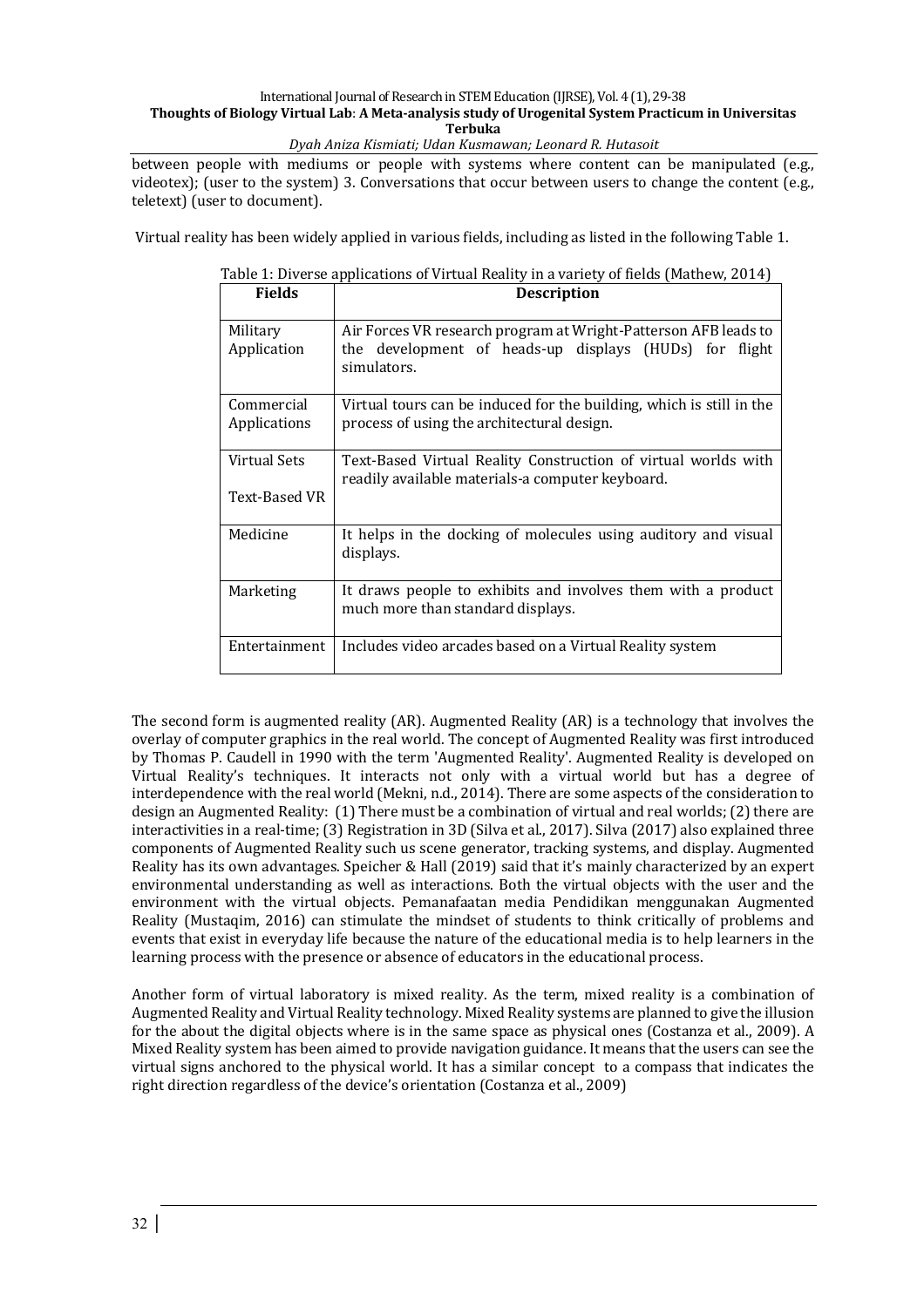between people with mediums or people with systems where content can be manipulated (e.g., videotex); (user to the system) 3. Conversations that occur between users to change the content (e.g., teletext) (user to document).

Virtual reality has been widely applied in various fields, including as listed in the following Table 1.

Table 1: Diverse applications of Virtual Reality in a variety of fields (Mathew, 2014)

| Fields | Description |
|---|---|
| Military Application | Air Forces VR research program at Wright-Patterson AFB leads to the development of heads-up displays (HUDs) for flight simulators. |
| Commercial Applications | Virtual tours can be induced for the building, which is still in the process of using the architectural design. |
| Virtual Sets<br><br>Text-Based VR | Text-Based Virtual Reality Construction of virtual worlds with readily available materials-a computer keyboard. |
| Medicine | It helps in the docking of molecules using auditory and visual displays. |
| Marketing | It draws people to exhibits and involves them with a product much more than standard displays. |
| Entertainment | Includes video arcades based on a Virtual Reality system |

The second form is augmented reality (AR). Augmented Reality (AR) is a technology that involves the overlay of computer graphics in the real world. The concept of Augmented Reality was first introduced by Thomas P. Caudell in 1990 with the term 'Augmented Reality'. Augmented Reality is developed on Virtual Reality's techniques. It interacts not only with a virtual world but has a degree of interdependence with the real world (Mekni, n.d., 2014). There are some aspects of the consideration to design an Augmented Reality: (1) There must be a combination of virtual and real worlds; (2) there are interactivities in a real-time; (3) Registration in 3D (Silva et al., 2017). Silva (2017) also explained three components of Augmented Reality such us scene generator, tracking systems, and display. Augmented Reality has its own advantages. Speicher & Hall (2019) said that it's mainly characterized by an expert environmental understanding as well as interactions. Both the virtual objects with the user and the environment with the virtual objects. Pemanfaatan media Pendidikan menggunakan Augmented Reality (Mustaqim, 2016) can stimulate the mindset of students to think critically of problems and events that exist in everyday life because the nature of the educational media is to help learners in the learning process with the presence or absence of educators in the educational process.

Another form of virtual laboratory is mixed reality. As the term, mixed reality is a combination of Augmented Reality and Virtual Reality technology. Mixed Reality systems are planned to give the illusion for the about the digital objects where is in the same space as physical ones (Costanza et al., 2009). A Mixed Reality system has been aimed to provide navigation guidance. It means that the users can see the virtual signs anchored to the physical world. It has a similar concept to a compass that indicates the right direction regardless of the device's orientation (Costanza et al., 2009)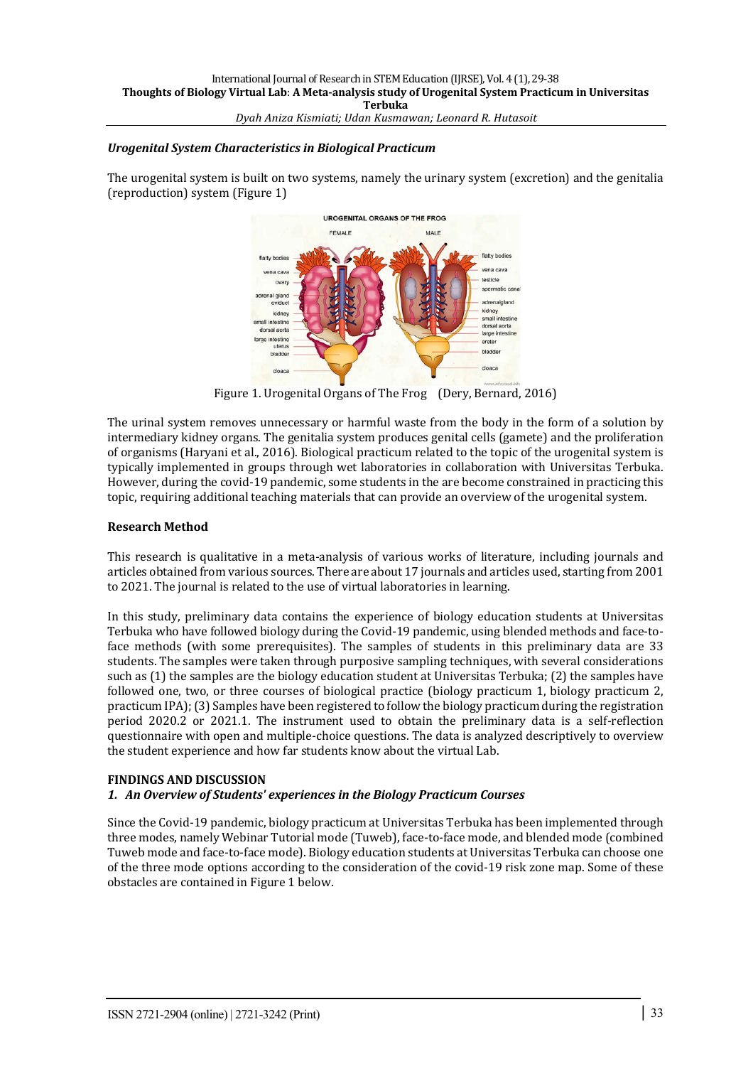### *Urogenital System Characteristics in Biological Practicum*

The urogenital system is built on two systems, namely the urinary system (excretion) and the genitalia (reproduction) system (Figure 1)

Figure 1. Urogenital Organs of The Frog (Dery, Bernard, 2016)

The urinal system removes unnecessary or harmful waste from the body in the form of a solution by intermediary kidney organs. The genitalia system produces genital cells (gamete) and the proliferation of organisms (Haryani et al., 2016). Biological practicum related to the topic of the urogenital system is typically implemented in groups through wet laboratories in collaboration with Universitas Terbuka. However, during the covid-19 pandemic, some students in the are become constrained in practicing this topic, requiring additional teaching materials that can provide an overview of the urogenital system.

### Research Method

This research is qualitative in a meta-analysis of various works of literature, including journals and articles obtained from various sources. There are about 17 journals and articles used, starting from 2001 to 2021. The journal is related to the use of virtual laboratories in learning.

In this study, preliminary data contains the experience of biology education students at Universitas Terbuka who have followed biology during the Covid-19 pandemic, using blended methods and face-to-face methods (with some prerequisites). The samples of students in this preliminary data are 33 students. The samples were taken through purposive sampling techniques, with several considerations such as (1) the samples are the biology education student at Universitas Terbuka; (2) the samples have followed one, two, or three courses of biological practice (biology practicum 1, biology practicum 2, practicum IPA); (3) Samples have been registered to follow the biology practicum during the registration period 2020.2 or 2021.1. The instrument used to obtain the preliminary data is a self-reflection questionnaire with open and multiple-choice questions. The data is analyzed descriptively to overview the student experience and how far students know about the virtual Lab.

## FINDINGS AND DISCUSSION

### *1. An Overview of Students' experiences in the Biology Practicum Courses*

Since the Covid-19 pandemic, biology practicum at Universitas Terbuka has been implemented through three modes, namely Webinar Tutorial mode (Tuweb), face-to-face mode, and blended mode (combined Tuweb mode and face-to-face mode). Biology education students at Universitas Terbuka can choose one of the three mode options according to the consideration of the covid-19 risk zone map. Some of these obstacles are contained in Figure 1 below.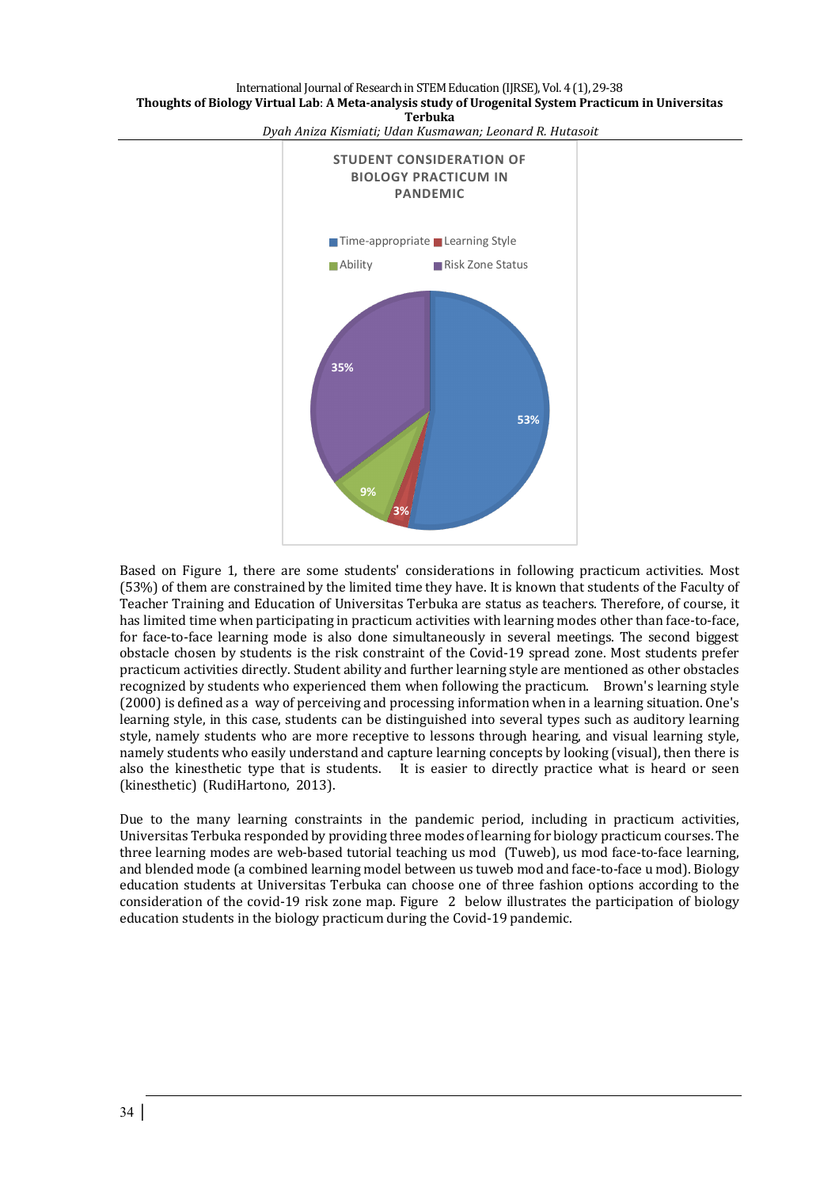STUDENT CONSIDERATION OF BIOLOGY PRACTICUM IN PANDEMIC

Time-appropriate: 53%; Learning Style: 3%; Ability: 9%; Risk Zone Status: 35%

Based on Figure 1, there are some students' considerations in following practicum activities. Most (53%) of them are constrained by the limited time they have. It is known that students of the Faculty of Teacher Training and Education of Universitas Terbuka are status as teachers. Therefore, of course, it has limited time when participating in practicum activities with learning modes other than face-to-face, for face-to-face learning mode is also done simultaneously in several meetings. The second biggest obstacle chosen by students is the risk constraint of the Covid-19 spread zone. Most students prefer practicum activities directly. Student ability and further learning style are mentioned as other obstacles recognized by students who experienced them when following the practicum. Brown's learning style (2000) is defined as a way of perceiving and processing information when in a learning situation. One's learning style, in this case, students can be distinguished into several types such as auditory learning style, namely students who are more receptive to lessons through hearing, and visual learning style, namely students who easily understand and capture learning concepts by looking (visual), then there is also the kinesthetic type that is students. It is easier to directly practice what is heard or seen (kinesthetic) (RudiHartono, 2013).

Due to the many learning constraints in the pandemic period, including in practicum activities, Universitas Terbuka responded by providing three modes of learning for biology practicum courses. The three learning modes are web-based tutorial teaching us mod (Tuweb), us mod face-to-face learning, and blended mode (a combined learning model between us tuweb mod and face-to-face u mod). Biology education students at Universitas Terbuka can choose one of three fashion options according to the consideration of the covid-19 risk zone map. Figure 2 below illustrates the participation of biology education students in the biology practicum during the Covid-19 pandemic.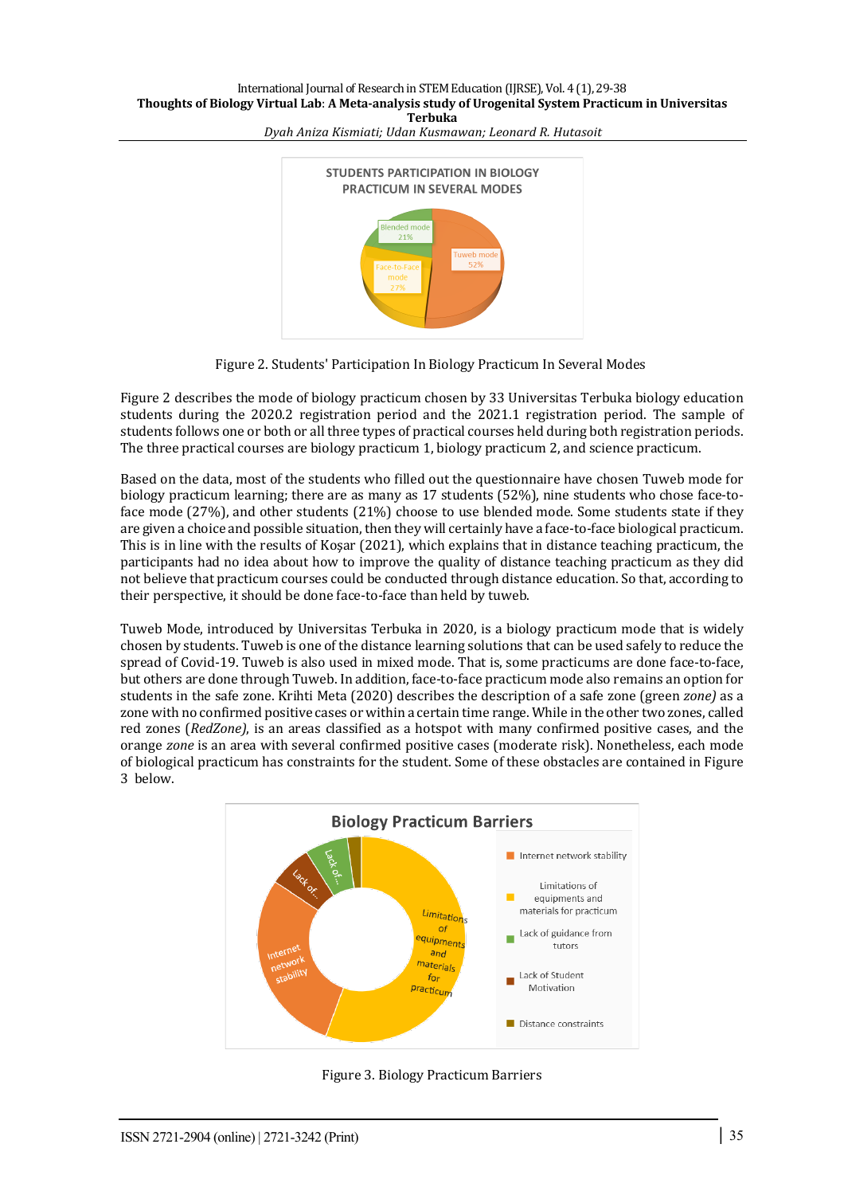Figure 2. Students' Participation In Biology Practicum In Several Modes

Figure 2 describes the mode of biology practicum chosen by 33 Universitas Terbuka biology education students during the 2020.2 registration period and the 2021.1 registration period. The sample of students follows one or both or all three types of practical courses held during both registration periods. The three practical courses are biology practicum 1, biology practicum 2, and science practicum.

Based on the data, most of the students who filled out the questionnaire have chosen Tuweb mode for biology practicum learning; there are as many as 17 students (52%), nine students who chose face-to-face mode (27%), and other students (21%) choose to use blended mode. Some students state if they are given a choice and possible situation, then they will certainly have a face-to-face biological practicum. This is in line with the results of Koşar (2021), which explains that in distance teaching practicum, the participants had no idea about how to improve the quality of distance teaching practicum as they did not believe that practicum courses could be conducted through distance education. So that, according to their perspective, it should be done face-to-face than held by tuweb.

Tuweb Mode, introduced by Universitas Terbuka in 2020, is a biology practicum mode that is widely chosen by students. Tuweb is one of the distance learning solutions that can be used safely to reduce the spread of Covid-19. Tuweb is also used in mixed mode. That is, some practicums are done face-to-face, but others are done through Tuweb. In addition, face-to-face practicum mode also remains an option for students in the safe zone. Krihti Meta (2020) describes the description of a safe zone (green *zone)* as a zone with no confirmed positive cases or within a certain time range. While in the other two zones, called red zones (*RedZone)*, is an areas classified as a hotspot with many confirmed positive cases, and the orange *zone* is an area with several confirmed positive cases (moderate risk). Nonetheless, each mode of biological practicum has constraints for the student. Some of these obstacles are contained in Figure 3 below.

Figure 3. Biology Practicum Barriers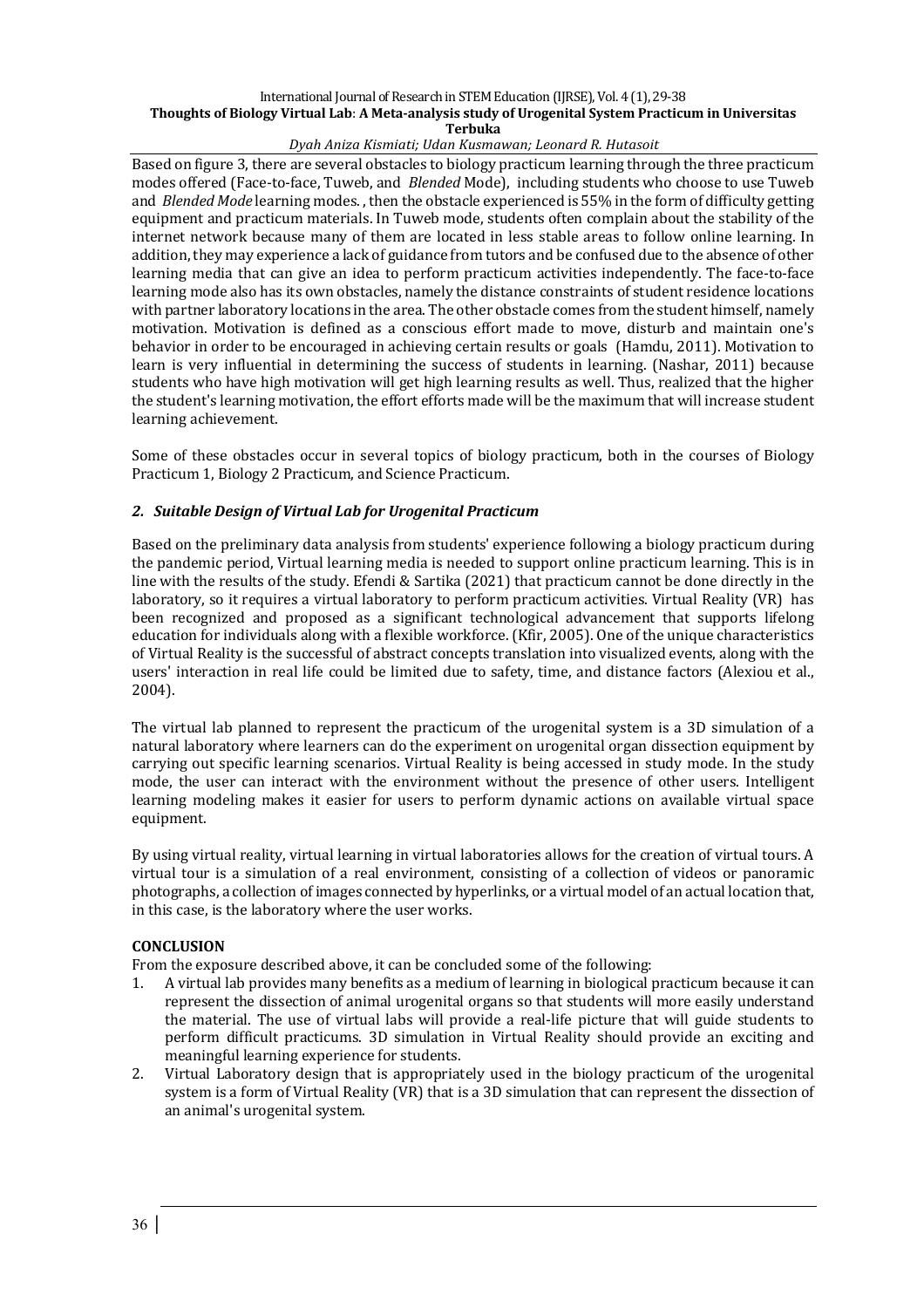Based on figure 3, there are several obstacles to biology practicum learning through the three practicum modes offered (Face-to-face, Tuweb, and *Blended* Mode), including students who choose to use Tuweb and *Blended Mode* learning modes. , then the obstacle experienced is 55% in the form of difficulty getting equipment and practicum materials. In Tuweb mode, students often complain about the stability of the internet network because many of them are located in less stable areas to follow online learning. In addition, they may experience a lack of guidance from tutors and be confused due to the absence of other learning media that can give an idea to perform practicum activities independently. The face-to-face learning mode also has its own obstacles, namely the distance constraints of student residence locations with partner laboratory locations in the area. The other obstacle comes from the student himself, namely motivation. Motivation is defined as a conscious effort made to move, disturb and maintain one's behavior in order to be encouraged in achieving certain results or goals (Hamdu, 2011). Motivation to learn is very influential in determining the success of students in learning. (Nashar, 2011) because students who have high motivation will get high learning results as well. Thus, realized that the higher the student's learning motivation, the effort efforts made will be the maximum that will increase student learning achievement.

Some of these obstacles occur in several topics of biology practicum, both in the courses of Biology Practicum 1, Biology 2 Practicum, and Science Practicum.

### *2. Suitable Design of Virtual Lab for Urogenital Practicum*

Based on the preliminary data analysis from students' experience following a biology practicum during the pandemic period, Virtual learning media is needed to support online practicum learning. This is in line with the results of the study. Efendi & Sartika (2021) that practicum cannot be done directly in the laboratory, so it requires a virtual laboratory to perform practicum activities. Virtual Reality (VR) has been recognized and proposed as a significant technological advancement that supports lifelong education for individuals along with a flexible workforce. (Kfir, 2005). One of the unique characteristics of Virtual Reality is the successful of abstract concepts translation into visualized events, along with the users' interaction in real life could be limited due to safety, time, and distance factors (Alexiou et al., 2004).

The virtual lab planned to represent the practicum of the urogenital system is a 3D simulation of a natural laboratory where learners can do the experiment on urogenital organ dissection equipment by carrying out specific learning scenarios. Virtual Reality is being accessed in study mode. In the study mode, the user can interact with the environment without the presence of other users. Intelligent learning modeling makes it easier for users to perform dynamic actions on available virtual space equipment.

By using virtual reality, virtual learning in virtual laboratories allows for the creation of virtual tours. A virtual tour is a simulation of a real environment, consisting of a collection of videos or panoramic photographs, a collection of images connected by hyperlinks, or a virtual model of an actual location that, in this case, is the laboratory where the user works.

## CONCLUSION

From the exposure described above, it can be concluded some of the following:

1. A virtual lab provides many benefits as a medium of learning in biological practicum because it can represent the dissection of animal urogenital organs so that students will more easily understand the material. The use of virtual labs will provide a real-life picture that will guide students to perform difficult practicums. 3D simulation in Virtual Reality should provide an exciting and meaningful learning experience for students.
2. Virtual Laboratory design that is appropriately used in the biology practicum of the urogenital system is a form of Virtual Reality (VR) that is a 3D simulation that can represent the dissection of an animal's urogenital system.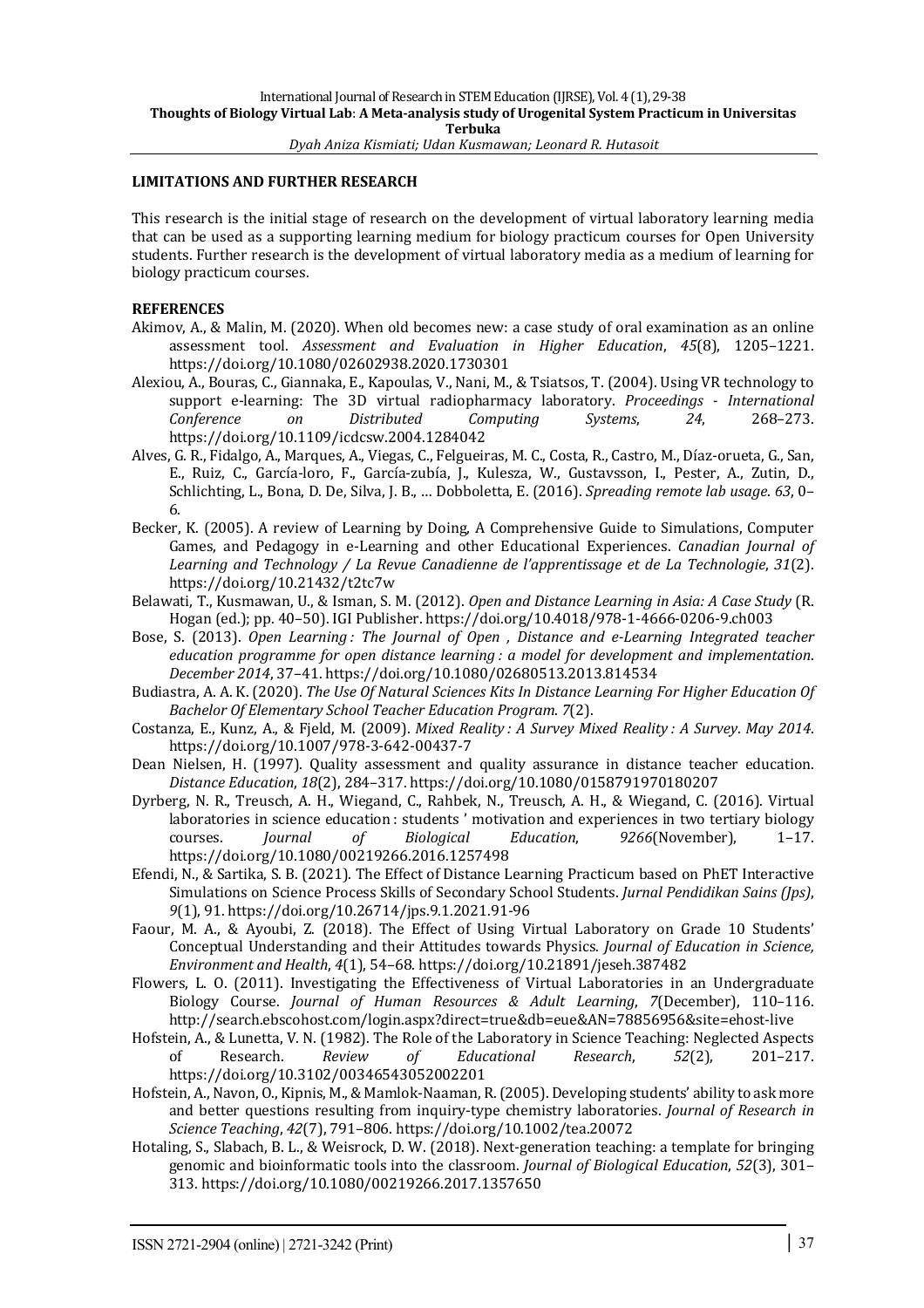**LIMITATIONS AND FURTHER RESEARCH**

This research is the initial stage of research on the development of virtual laboratory learning media that can be used as a supporting learning medium for biology practicum courses for Open University students. Further research is the development of virtual laboratory media as a medium of learning for biology practicum courses.

**REFERENCES**

Akimov, A., & Malin, M. (2020). When old becomes new: a case study of oral examination as an online assessment tool. *Assessment and Evaluation in Higher Education*, *45*(8), 1205–1221. https://doi.org/10.1080/02602938.2020.1730301

Alexiou, A., Bouras, C., Giannaka, E., Kapoulas, V., Nani, M., & Tsiatsos, T. (2004). Using VR technology to support e-learning: The 3D virtual radiopharmacy laboratory. *Proceedings - International Conference on Distributed Computing Systems*, *24*, 268–273. https://doi.org/10.1109/icdcsw.2004.1284042

Alves, G. R., Fidalgo, A., Marques, A., Viegas, C., Felgueiras, M. C., Costa, R., Castro, M., Díaz-orueta, G., San, E., Ruiz, C., García-loro, F., García-zubía, J., Kulesza, W., Gustavsson, I., Pester, A., Zutin, D., Schlichting, L., Bona, D. De, Silva, J. B., … Dobboletta, E. (2016). *Spreading remote lab usage*. *63*, 0–6.

Becker, K. (2005). A review of Learning by Doing, A Comprehensive Guide to Simulations, Computer Games, and Pedagogy in e-Learning and other Educational Experiences. *Canadian Journal of Learning and Technology / La Revue Canadienne de l'apprentissage et de La Technologie*, *31*(2). https://doi.org/10.21432/t2tc7w

Belawati, T., Kusmawan, U., & Isman, S. M. (2012). *Open and Distance Learning in Asia: A Case Study* (R. Hogan (ed.); pp. 40–50). IGI Publisher. https://doi.org/10.4018/978-1-4666-0206-9.ch003

Bose, S. (2013). *Open Learning : The Journal of Open , Distance and e-Learning Integrated teacher education programme for open distance learning : a model for development and implementation*. *December 2014*, 37–41. https://doi.org/10.1080/02680513.2013.814534

Budiastra, A. A. K. (2020). *The Use Of Natural Sciences Kits In Distance Learning For Higher Education Of Bachelor Of Elementary School Teacher Education Program*. *7*(2).

Costanza, E., Kunz, A., & Fjeld, M. (2009). *Mixed Reality : A Survey Mixed Reality : A Survey*. *May 2014*. https://doi.org/10.1007/978-3-642-00437-7

Dean Nielsen, H. (1997). Quality assessment and quality assurance in distance teacher education. *Distance Education*, *18*(2), 284–317. https://doi.org/10.1080/0158791970180207

Dyrberg, N. R., Treusch, A. H., Wiegand, C., Rahbek, N., Treusch, A. H., & Wiegand, C. (2016). Virtual laboratories in science education : students ' motivation and experiences in two tertiary biology courses. *Journal of Biological Education*, *9266*(November), 1–17. https://doi.org/10.1080/00219266.2016.1257498

Efendi, N., & Sartika, S. B. (2021). The Effect of Distance Learning Practicum based on PhET Interactive Simulations on Science Process Skills of Secondary School Students. *Jurnal Pendidikan Sains (Jps)*, *9*(1), 91. https://doi.org/10.26714/jps.9.1.2021.91-96

Faour, M. A., & Ayoubi, Z. (2018). The Effect of Using Virtual Laboratory on Grade 10 Students' Conceptual Understanding and their Attitudes towards Physics. *Journal of Education in Science, Environment and Health*, *4*(1), 54–68. https://doi.org/10.21891/jeseh.387482

Flowers, L. O. (2011). Investigating the Effectiveness of Virtual Laboratories in an Undergraduate Biology Course. *Journal of Human Resources & Adult Learning*, *7*(December), 110–116. http://search.ebscohost.com/login.aspx?direct=true&db=eue&AN=78856956&site=ehost-live

Hofstein, A., & Lunetta, V. N. (1982). The Role of the Laboratory in Science Teaching: Neglected Aspects of Research. *Review of Educational Research*, *52*(2), 201–217. https://doi.org/10.3102/00346543052002201

Hofstein, A., Navon, O., Kipnis, M., & Mamlok-Naaman, R. (2005). Developing students' ability to ask more and better questions resulting from inquiry-type chemistry laboratories. *Journal of Research in Science Teaching*, *42*(7), 791–806. https://doi.org/10.1002/tea.20072

Hotaling, S., Slabach, B. L., & Weisrock, D. W. (2018). Next-generation teaching: a template for bringing genomic and bioinformatic tools into the classroom. *Journal of Biological Education*, *52*(3), 301–313. https://doi.org/10.1080/00219266.2017.1357650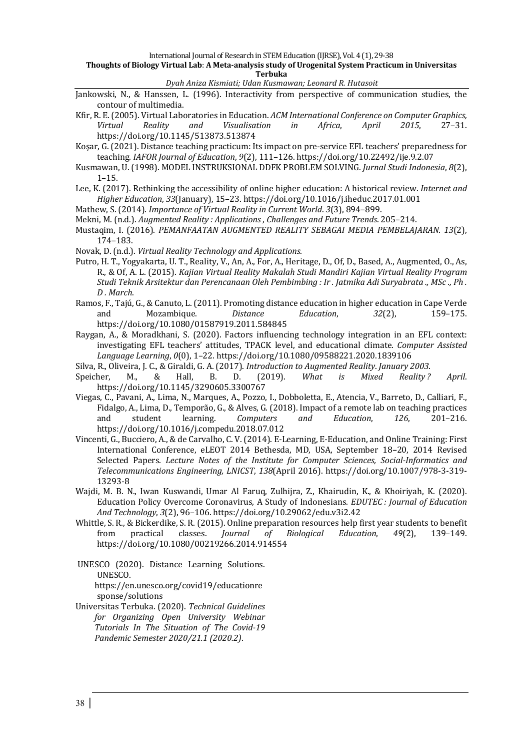Jankowski, N., & Hanssen, L. (1996). Interactivity from perspective of communication studies, the contour of multimedia.

Kfir, R. E. (2005). Virtual Laboratories in Education. *ACM International Conference on Computer Graphics, Virtual Reality and Visualisation in Africa*, *April 2015*, 27–31. https://doi.org/10.1145/513873.513874

Koşar, G. (2021). Distance teaching practicum: Its impact on pre-service EFL teachers' preparedness for teaching. *IAFOR Journal of Education*, *9*(2), 111–126. https://doi.org/10.22492/ije.9.2.07

Kusmawan, U. (1998). MODEL INSTRUKSIONAL DDFK PROBLEM SOLVING. *Jurnal Studi Indonesia*, *8*(2), 1–15.

Lee, K. (2017). Rethinking the accessibility of online higher education: A historical review. *Internet and Higher Education*, *33*(January), 15–23. https://doi.org/10.1016/j.iheduc.2017.01.001

Mathew, S. (2014). *Importance of Virtual Reality in Current World*. *3*(3), 894–899.

Mekni, M. (n.d.). *Augmented Reality : Applications , Challenges and Future Trends*. 205–214.

Mustaqim, I. (2016). *PEMANFAATAN AUGMENTED REALITY SEBAGAI MEDIA PEMBELAJARAN*. *13*(2), 174–183.

Novak, D. (n.d.). *Virtual Reality Technology and Applications*.

Putro, H. T., Yogyakarta, U. T., Reality, V., An, A., For, A., Heritage, D., Of, D., Based, A., Augmented, O., As, R., & Of, A. L. (2015). *Kajian Virtual Reality Makalah Studi Mandiri Kajian Virtual Reality Program Studi Teknik Arsitektur dan Perencanaan Oleh Pembimbing : Ir . Jatmika Adi Suryabrata ., MSc ., Ph . D . March*.

Ramos, F., Tajú, G., & Canuto, L. (2011). Promoting distance education in higher education in Cape Verde and Mozambique. *Distance Education*, *32*(2), 159–175. https://doi.org/10.1080/01587919.2011.584845

Raygan, A., & Moradkhani, S. (2020). Factors influencing technology integration in an EFL context: investigating EFL teachers' attitudes, TPACK level, and educational climate. *Computer Assisted Language Learning*, *0*(0), 1–22. https://doi.org/10.1080/09588221.2020.1839106

Silva, R., Oliveira, J. C., & Giraldi, G. A. (2017). *Introduction to Augmented Reality*. *January 2003*.

Speicher, M., & Hall, B. D. (2019). *What is Mixed Reality ? April*. https://doi.org/10.1145/3290605.3300767

Viegas, C., Pavani, A., Lima, N., Marques, A., Pozzo, I., Dobboletta, E., Atencia, V., Barreto, D., Calliari, F., Fidalgo, A., Lima, D., Temporão, G., & Alves, G. (2018). Impact of a remote lab on teaching practices and student learning. *Computers and Education*, *126*, 201–216. https://doi.org/10.1016/j.compedu.2018.07.012

Vincenti, G., Bucciero, A., & de Carvalho, C. V. (2014). E-Learning, E-Education, and Online Training: First International Conference, eLEOT 2014 Bethesda, MD, USA, September 18–20, 2014 Revised Selected Papers. *Lecture Notes of the Institute for Computer Sciences, Social-Informatics and Telecommunications Engineering, LNICST*, *138*(April 2016). https://doi.org/10.1007/978-3-319-13293-8

Wajdi, M. B. N., Iwan Kuswandi, Umar Al Faruq, Zulhijra, Z., Khairudin, K., & Khoiriyah, K. (2020). Education Policy Overcome Coronavirus, A Study of Indonesians. *EDUTEC : Journal of Education And Technology*, *3*(2), 96–106. https://doi.org/10.29062/edu.v3i2.42

Whittle, S. R., & Bickerdike, S. R. (2015). Online preparation resources help first year students to benefit from practical classes. *Journal of Biological Education*, *49*(2), 139–149. https://doi.org/10.1080/00219266.2014.914554

UNESCO (2020). Distance Learning Solutions. UNESCO. https://en.unesco.org/covid19/educationresponse/solutions

Universitas Terbuka. (2020). *Technical Guidelines for Organizing Open University Webinar Tutorials In The Situation of The Covid-19 Pandemic Semester 2020/21.1 (2020.2)*.